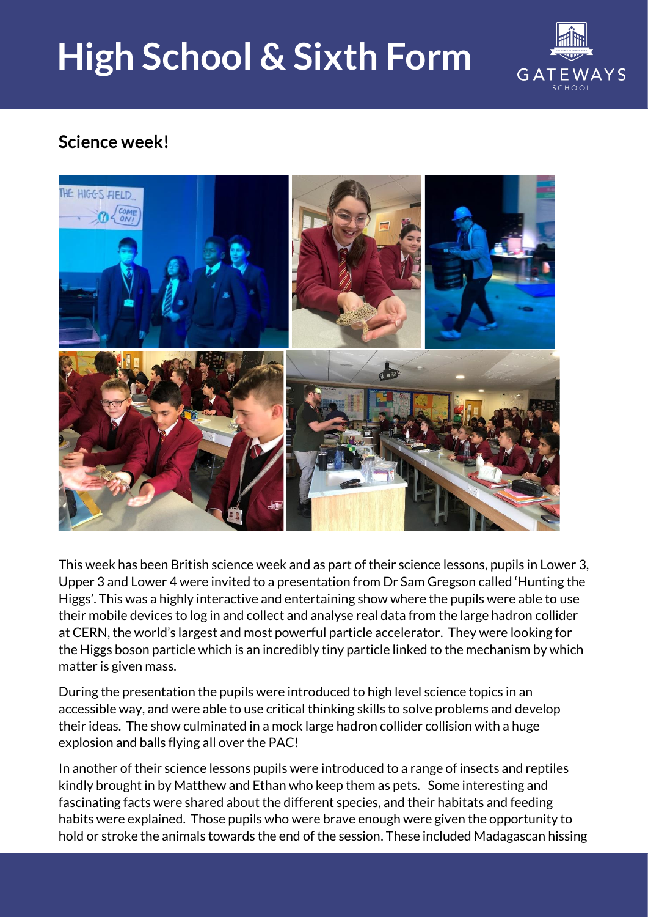# High School & Sixth Form

## Science week!

This week has been British science week and as part of their science lessons, pupils in Lower 3, Upper 3 and Lower 4 were invited to a presentation from Dr Sam Gregson called 'Hunting the Higgs'. This was a highly interactive and entertaining show where the pupils were able to use their mobile devices to log in and collect and analyse real data from the large hadron collider at CERN, the world's largest and most powerful particle accelerator. They were looking for the Higgs boson particle which is an incredibly tiny particle linked to the mechanism by which matter is given mass.

During the presentation the pupils were introduced to high level science topics in an accessible way, and were able to use critical thinking skills to solve problems and develop their ideas. The show culminated in a mock large hadron collider collision with a huge explosion and balls flying all over the PAC!

In another of their science lessons pupils were introduced to a range of insects and reptiles kindly brought in by Matthew and Ethan who keep them as pets. Some interesting and fascinating facts were shared about the different species, and their habitats and feeding habits were explained. Those pupils who were brave enough were given the opportunity to hold or stroke the animals towards the end of the session. These included Madagascan hissing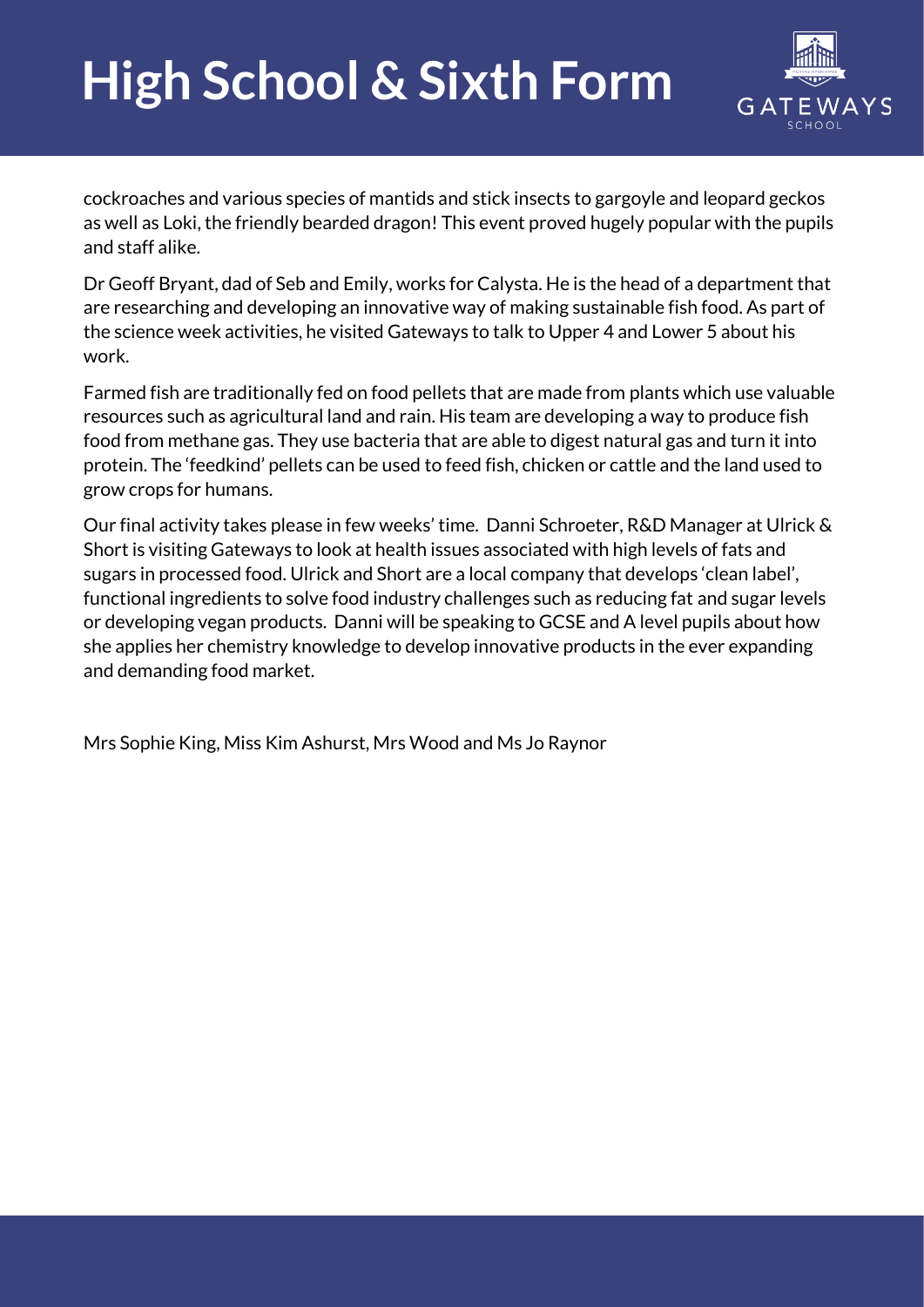cockroaches and various species of mantids and stick insects to gargoyle and leopard geckos as well as Loki, the friendly bearded dragon! This event proved hugely popular with the pupils and staff alike.

Dr Geoff Bryant, dad of Seb and Emily, works for Calysta. He is the head of a department that are researching and developing an innovative way of making sustainable fish food. As part of the science week activities, he visited Gateways to talk to Upper 4 and Lower 5 about his work.

Farmed fish are traditionally fed on food pellets that are made from plants which use valuable resources such as agricultural land and rain. His team are developing a way to produce fish food from methane gas. They use bacteria that are able to digest natural gas and turn it into protein. The 'feedkind' pellets can be used to feed fish, chicken or cattle and the land used to grow crops for humans.

Our final activity takes please in few weeks' time. Danni Schroeter, R&D Manager at Ulrick & Short is visiting Gateways to look at health issues associated with high levels of fats and sugars in processed food. Ulrick and Short are a local company that develops 'clean label', functional ingredients to solve food industry challenges such as reducing fat and sugar levels or developing vegan products. Danni will be speaking to GCSE and A level pupils about how she applies her chemistry knowledge to develop innovative products in the ever expanding and demanding food market.

Mrs Sophie King, Miss Kim Ashurst, Mrs Wood and Ms Jo Raynor